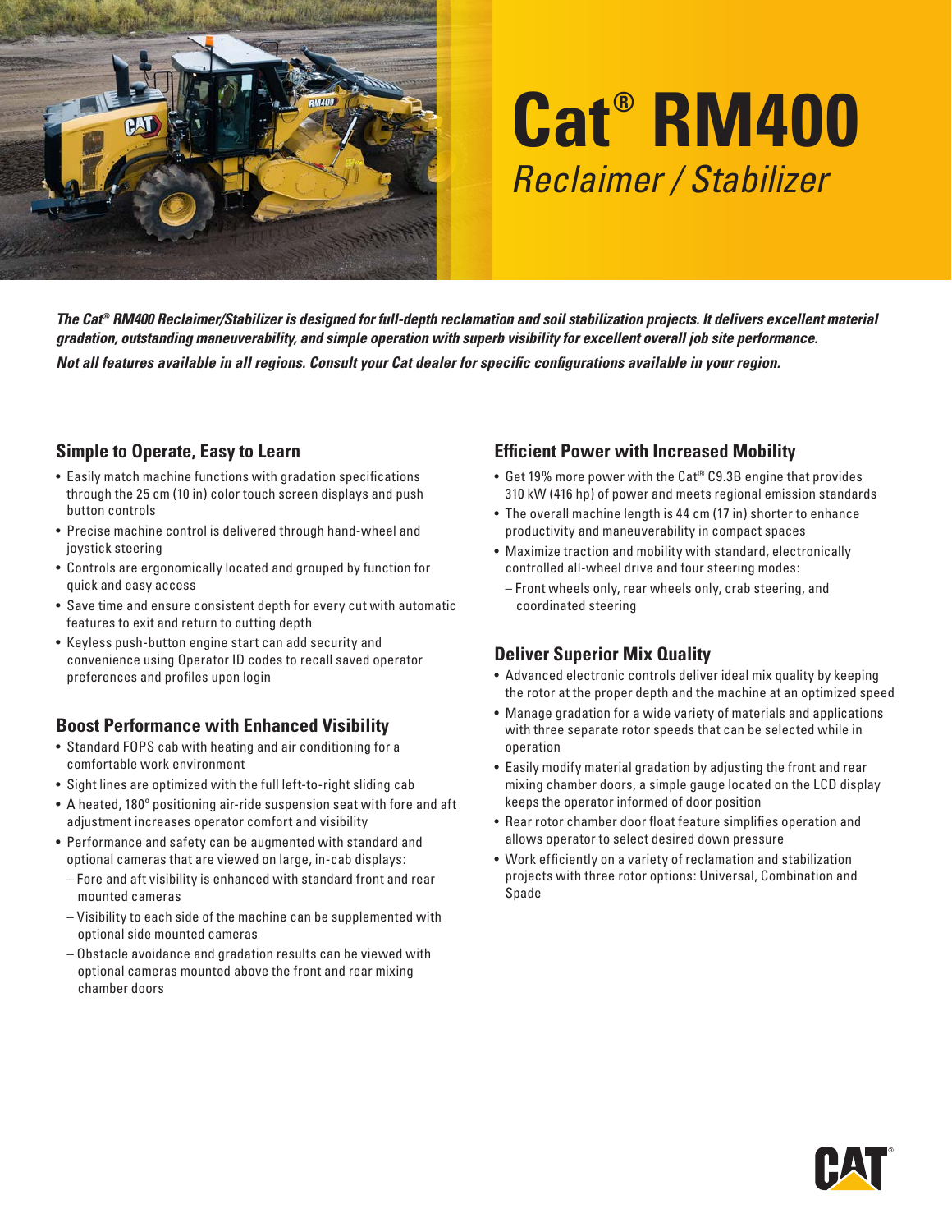# Cat® RM400

## *Reclaimer / Stabilizer*

***The Cat® RM400 Reclaimer/Stabilizer is designed for full-depth reclamation and soil stabilization projects. It delivers excellent material gradation, outstanding maneuverability, and simple operation with superb visibility for excellent overall job site performance.***

***Not all features available in all regions. Consult your Cat dealer for specific configurations available in your region.***

### Simple to Operate, Easy to Learn

- Easily match machine functions with gradation specifications through the 25 cm (10 in) color touch screen displays and push button controls
- Precise machine control is delivered through hand-wheel and joystick steering
- Controls are ergonomically located and grouped by function for quick and easy access
- Save time and ensure consistent depth for every cut with automatic features to exit and return to cutting depth
- Keyless push-button engine start can add security and convenience using Operator ID codes to recall saved operator preferences and profiles upon login

### Boost Performance with Enhanced Visibility

- Standard FOPS cab with heating and air conditioning for a comfortable work environment
- Sight lines are optimized with the full left-to-right sliding cab
- A heated, 180° positioning air-ride suspension seat with fore and aft adjustment increases operator comfort and visibility
- Performance and safety can be augmented with standard and optional cameras that are viewed on large, in-cab displays:
  - Fore and aft visibility is enhanced with standard front and rear mounted cameras
  - Visibility to each side of the machine can be supplemented with optional side mounted cameras
  - Obstacle avoidance and gradation results can be viewed with optional cameras mounted above the front and rear mixing chamber doors

### Efficient Power with Increased Mobility

- Get 19% more power with the Cat® C9.3B engine that provides 310 kW (416 hp) of power and meets regional emission standards
- The overall machine length is 44 cm (17 in) shorter to enhance productivity and maneuverability in compact spaces
- Maximize traction and mobility with standard, electronically controlled all-wheel drive and four steering modes:
  - Front wheels only, rear wheels only, crab steering, and coordinated steering

### Deliver Superior Mix Quality

- Advanced electronic controls deliver ideal mix quality by keeping the rotor at the proper depth and the machine at an optimized speed
- Manage gradation for a wide variety of materials and applications with three separate rotor speeds that can be selected while in operation
- Easily modify material gradation by adjusting the front and rear mixing chamber doors, a simple gauge located on the LCD display keeps the operator informed of door position
- Rear rotor chamber door float feature simplifies operation and allows operator to select desired down pressure
- Work efficiently on a variety of reclamation and stabilization projects with three rotor options: Universal, Combination and Spade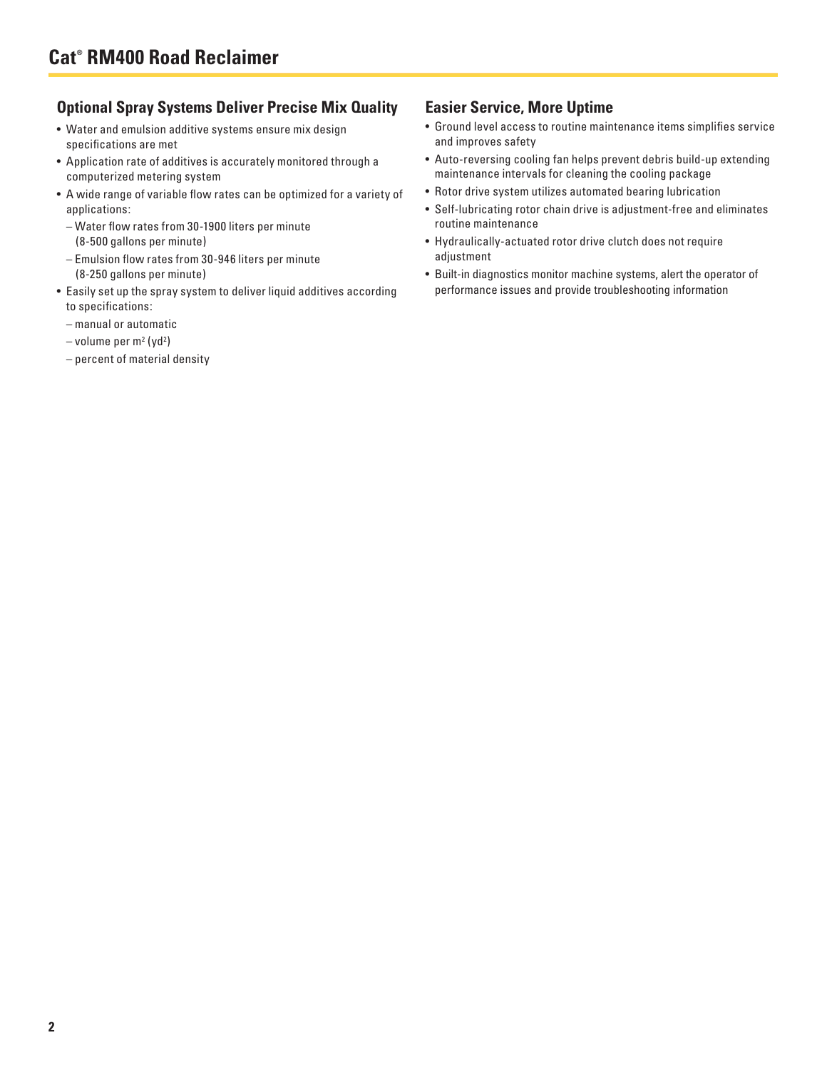# Cat® RM400 Road Reclaimer

## Optional Spray Systems Deliver Precise Mix Quality

- Water and emulsion additive systems ensure mix design specifications are met
- Application rate of additives is accurately monitored through a computerized metering system
- A wide range of variable flow rates can be optimized for a variety of applications:
  - Water flow rates from 30-1900 liters per minute (8-500 gallons per minute)
  - Emulsion flow rates from 30-946 liters per minute (8-250 gallons per minute)
- Easily set up the spray system to deliver liquid additives according to specifications:
  - manual or automatic
  - volume per $m^2$ ($yd^2$)
  - percent of material density

## Easier Service, More Uptime

- Ground level access to routine maintenance items simplifies service and improves safety
- Auto-reversing cooling fan helps prevent debris build-up extending maintenance intervals for cleaning the cooling package
- Rotor drive system utilizes automated bearing lubrication
- Self-lubricating rotor chain drive is adjustment-free and eliminates routine maintenance
- Hydraulically-actuated rotor drive clutch does not require adjustment
- Built-in diagnostics monitor machine systems, alert the operator of performance issues and provide troubleshooting information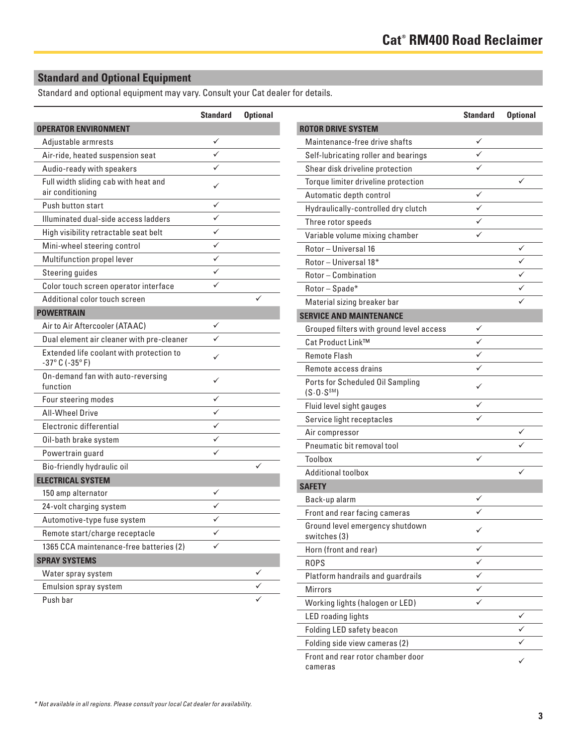## Standard and Optional Equipment

Standard and optional equipment may vary. Consult your Cat dealer for details.

| | Standard | Optional |
|---|---|---|
| **OPERATOR ENVIRONMENT** | | |
| Adjustable armrests | ✓ | |
| Air-ride, heated suspension seat | ✓ | |
| Audio-ready with speakers | ✓ | |
| Full width sliding cab with heat and air conditioning | ✓ | |
| Push button start | ✓ | |
| Illuminated dual-side access ladders | ✓ | |
| High visibility retractable seat belt | ✓ | |
| Mini-wheel steering control | ✓ | |
| Multifunction propel lever | ✓ | |
| Steering guides | ✓ | |
| Color touch screen operator interface | ✓ | |
| Additional color touch screen | | ✓ |
| **POWERTRAIN** | | |
| Air to Air Aftercooler (ATAAC) | ✓ | |
| Dual element air cleaner with pre-cleaner | ✓ | |
| Extended life coolant with protection to -37° C (-35° F) | ✓ | |
| On-demand fan with auto-reversing function | ✓ | |
| Four steering modes | ✓ | |
| All-Wheel Drive | ✓ | |
| Electronic differential | ✓ | |
| Oil-bath brake system | ✓ | |
| Powertrain guard | ✓ | |
| Bio-friendly hydraulic oil | | ✓ |
| **ELECTRICAL SYSTEM** | | |
| 150 amp alternator | ✓ | |
| 24-volt charging system | ✓ | |
| Automotive-type fuse system | ✓ | |
| Remote start/charge receptacle | ✓ | |
| 1365 CCA maintenance-free batteries (2) | ✓ | |
| **SPRAY SYSTEMS** | | |
| Water spray system | | ✓ |
| Emulsion spray system | | ✓ |
| Push bar | | ✓ |

| | Standard | Optional |
|---|---|---|
| **ROTOR DRIVE SYSTEM** | | |
| Maintenance-free drive shafts | ✓ | |
| Self-lubricating roller and bearings | ✓ | |
| Shear disk driveline protection | ✓ | |
| Torque limiter driveline protection | | ✓ |
| Automatic depth control | ✓ | |
| Hydraulically-controlled dry clutch | ✓ | |
| Three rotor speeds | ✓ | |
| Variable volume mixing chamber | ✓ | |
| Rotor – Universal 16 | | ✓ |
| Rotor – Universal 18* | | ✓ |
| Rotor – Combination | | ✓ |
| Rotor – Spade* | | ✓ |
| Material sizing breaker bar | | ✓ |
| **SERVICE AND MAINTENANCE** | | |
| Grouped filters with ground level access | ✓ | |
| Cat Product Link™ | ✓ | |
| Remote Flash | ✓ | |
| Remote access drains | ✓ | |
| Ports for Scheduled Oil Sampling (S·O·S℠) | ✓ | |
| Fluid level sight gauges | ✓ | |
| Service light receptacles | ✓ | |
| Air compressor | | ✓ |
| Pneumatic bit removal tool | | ✓ |
| Toolbox | ✓ | |
| Additional toolbox | | ✓ |
| **SAFETY** | | |
| Back-up alarm | ✓ | |
| Front and rear facing cameras | ✓ | |
| Ground level emergency shutdown switches (3) | ✓ | |
| Horn (front and rear) | ✓ | |
| ROPS | ✓ | |
| Platform handrails and guardrails | ✓ | |
| Mirrors | ✓ | |
| Working lights (halogen or LED) | ✓ | |
| LED roading lights | | ✓ |
| Folding LED safety beacon | | ✓ |
| Folding side view cameras (2) | | ✓ |
| Front and rear rotor chamber door cameras | | ✓ |

*\* Not available in all regions. Please consult your local Cat dealer for availability.*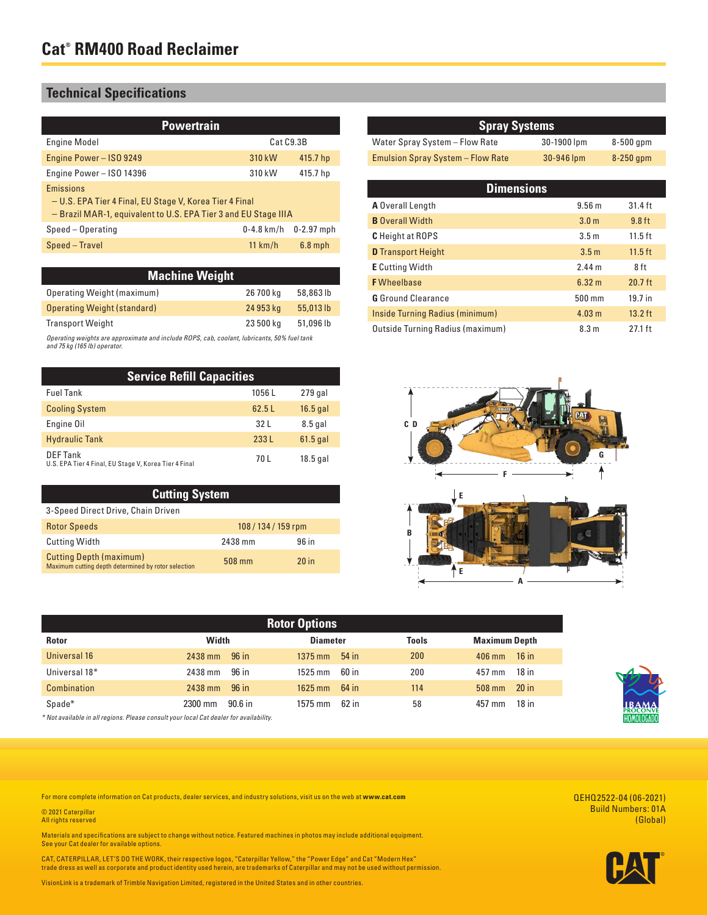# Cat® RM400 Road Reclaimer

## Technical Specifications

| Powertrain | | |
|---|---|---|
| Engine Model | Cat C9.3B | |
| Engine Power – ISO 9249 | 310 kW | 415.7 hp |
| Engine Power – ISO 14396 | 310 kW | 415.7 hp |
| Emissions<br>– U.S. EPA Tier 4 Final, EU Stage V, Korea Tier 4 Final<br>– Brazil MAR-1, equivalent to U.S. EPA Tier 3 and EU Stage IIIA | | |
| Speed – Operating | 0-4.8 km/h | 0-2.97 mph |
| Speed – Travel | 11 km/h | 6.8 mph |

| Machine Weight | | |
|---|---|---|
| Operating Weight (maximum) | 26 700 kg | 58,863 lb |
| Operating Weight (standard) | 24 953 kg | 55,013 lb |
| Transport Weight | 23 500 kg | 51,096 lb |

*Operating weights are approximate and include ROPS, cab, coolant, lubricants, 50% fuel tank and 75 kg (165 lb) operator.*

| Service Refill Capacities | | |
|---|---|---|
| Fuel Tank | 1056 L | 279 gal |
| Cooling System | 62.5 L | 16.5 gal |
| Engine Oil | 32 L | 8.5 gal |
| Hydraulic Tank | 233 L | 61.5 gal |
| DEF Tank<br>U.S. EPA Tier 4 Final, EU Stage V, Korea Tier 4 Final | 70 L | 18.5 gal |

| Cutting System | | |
|---|---|---|
| 3-Speed Direct Drive, Chain Driven | | |
| Rotor Speeds | 108 / 134 / 159 rpm | |
| Cutting Width | 2438 mm | 96 in |
| Cutting Depth (maximum)<br>Maximum cutting depth determined by rotor selection | 508 mm | 20 in |

| Spray Systems | | |
|---|---|---|
| Water Spray System – Flow Rate | 30-1900 lpm | 8-500 gpm |
| Emulsion Spray System – Flow Rate | 30-946 lpm | 8-250 gpm |

| Dimensions | | |
|---|---|---|
| **A** Overall Length | 9.56 m | 31.4 ft |
| **B** Overall Width | 3.0 m | 9.8 ft |
| **C** Height at ROPS | 3.5 m | 11.5 ft |
| **D** Transport Height | 3.5 m | 11.5 ft |
| **E** Cutting Width | 2.44 m | 8 ft |
| **F** Wheelbase | 6.32 m | 20.7 ft |
| **G** Ground Clearance | 500 mm | 19.7 in |
| Inside Turning Radius (minimum) | 4.03 m | 13.2 ft |
| Outside Turning Radius (maximum) | 8.3 m | 27.1 ft |

| Rotor Options | | | | | | | | |
|---|---|---|---|---|---|---|---|---|
| **Rotor** | **Width** | | **Diameter** | | **Tools** | **Maximum Depth** | | |
| Universal 16 | 2438 mm | 96 in | 1375 mm | 54 in | 200 | 406 mm | 16 in | |
| Universal 18* | 2438 mm | 96 in | 1525 mm | 60 in | 200 | 457 mm | 18 in | |
| Combination | 2438 mm | 96 in | 1625 mm | 64 in | 114 | 508 mm | 20 in | |
| Spade* | 2300 mm | 90.6 in | 1575 mm | 62 in | 58 | 457 mm | 18 in | |

*\* Not available in all regions. Please consult your local Cat dealer for availability.*

For more complete information on Cat products, dealer services, and industry solutions, visit us on the web at **www.cat.com**

© 2021 Caterpillar
All rights reserved

Materials and specifications are subject to change without notice. Featured machines in photos may include additional equipment. See your Cat dealer for available options.

CAT, CATERPILLAR, LET'S DO THE WORK, their respective logos, "Caterpillar Yellow," the "Power Edge" and Cat "Modern Hex" trade dress as well as corporate and product identity used herein, are trademarks of Caterpillar and may not be used without permission.

VisionLink is a trademark of Trimble Navigation Limited, registered in the United States and in other countries.

QEHQ2522-04 (06-2021)
Build Numbers: 01A
(Global)